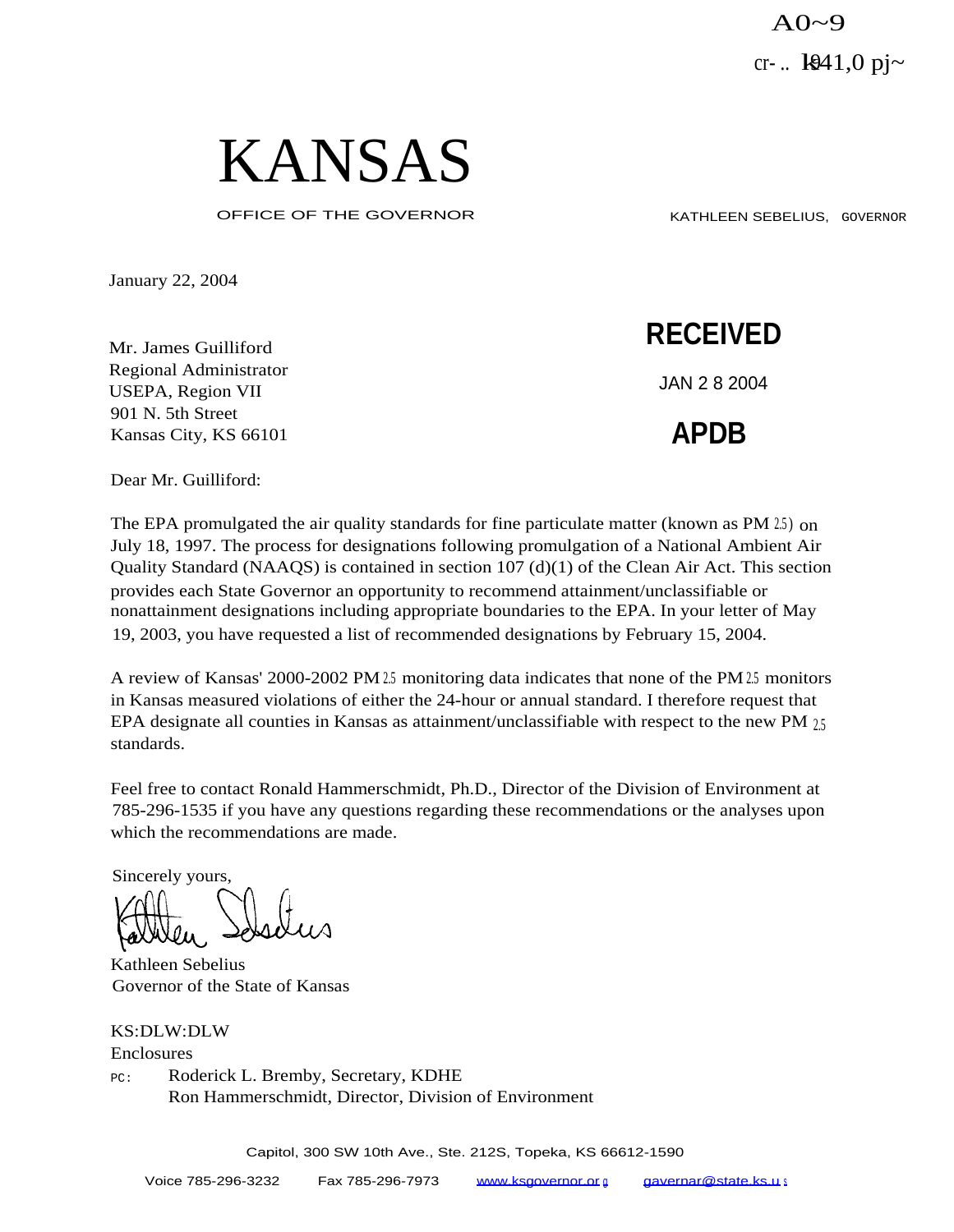A0~9

cr- .. k941,0 pj~

# KANSAS

OFFICE OF THE GOVERNOR

KATHLEEN SEBELIUS, GOVERNOR

January 22, 2004

**RECEIVED**

JAN 2 8 2004

**APDB**

Mr. James Guilliford
Regional Administrator
USEPA, Region VII
901 N. 5th Street
Kansas City, KS 66101

Dear Mr. Guilliford:

The EPA promulgated the air quality standards for fine particulate matter (known as $PM_{2.5}$) on July 18, 1997. The process for designations following promulgation of a National Ambient Air Quality Standard (NAAQS) is contained in section 107 (d)(1) of the Clean Air Act. This section provides each State Governor an opportunity to recommend attainment/unclassifiable or nonattainment designations including appropriate boundaries to the EPA. In your letter of May 19, 2003, you have requested a list of recommended designations by February 15, 2004.

A review of Kansas' 2000-2002 $PM_{2.5}$ monitoring data indicates that none of the $PM_{2.5}$ monitors in Kansas measured violations of either the 24-hour or annual standard. I therefore request that EPA designate all counties in Kansas as attainment/unclassifiable with respect to the new $PM_{2.5}$ standards.

Feel free to contact Ronald Hammerschmidt, Ph.D., Director of the Division of Environment at 785-296-1535 if you have any questions regarding these recommendations or the analyses upon which the recommendations are made.

Sincerely yours,

Kathleen Sebelius
Governor of the State of Kansas

KS:DLW:DLW
Enclosures

PC: Roderick L. Bremby, Secretary, KDHE
Ron Hammerschmidt, Director, Division of Environment

Capitol, 300 SW 10th Ave., Ste. 212S, Topeka, KS 66612-1590

Voice 785-296-3232 Fax 785-296-7973 www.ksgovernor.org governor@state.ks.us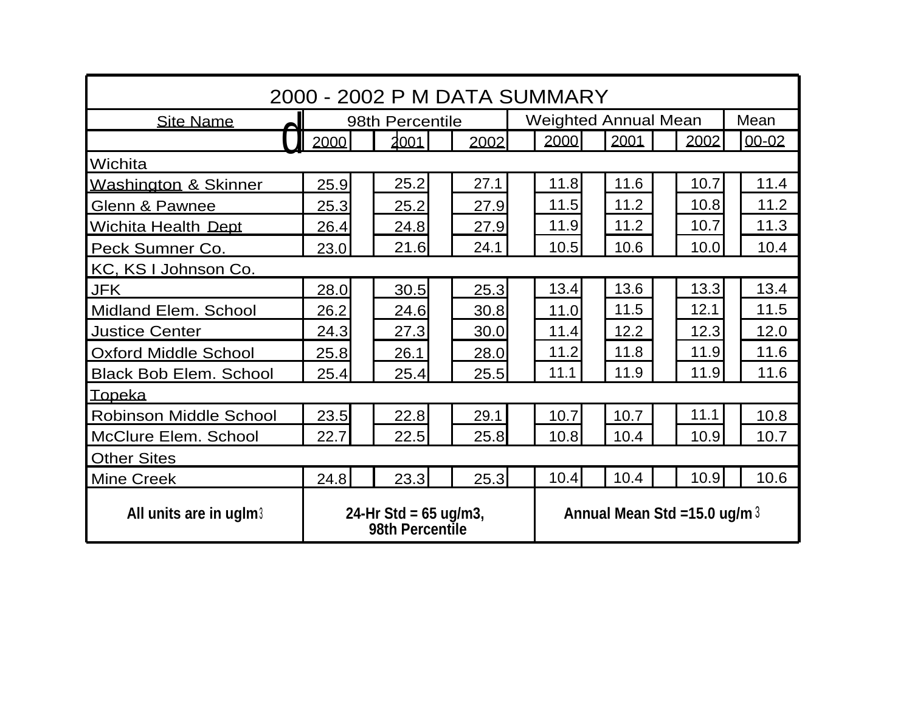## 2000 - 2002 P M DATA SUMMARY

| Site Name | 98th Percentile | | | Weighted Annual Mean | | | Mean |
|---|---|---|---|---|---|---|---|
| | 2000 | 2001 | 2002 | 2000 | 2001 | 2002 | 00-02 |
| **Wichita** | | | | | | | |
| Washington & Skinner | 25.9 | 25.2 | 27.1 | 11.8 | 11.6 | 10.7 | 11.4 |
| Glenn & Pawnee | 25.3 | 25.2 | 27.9 | 11.5 | 11.2 | 10.8 | 11.2 |
| Wichita Health Dept | 26.4 | 24.8 | 27.9 | 11.9 | 11.2 | 10.7 | 11.3 |
| Peck Sumner Co. | 23.0 | 21.6 | 24.1 | 10.5 | 10.6 | 10.0 | 10.4 |
| **KC, KS I Johnson Co.** | | | | | | | |
| JFK | 28.0 | 30.5 | 25.3 | 13.4 | 13.6 | 13.3 | 13.4 |
| Midland Elem. School | 26.2 | 24.6 | 30.8 | 11.0 | 11.5 | 12.1 | 11.5 |
| Justice Center | 24.3 | 27.3 | 30.0 | 11.4 | 12.2 | 12.3 | 12.0 |
| Oxford Middle School | 25.8 | 26.1 | 28.0 | 11.2 | 11.8 | 11.9 | 11.6 |
| Black Bob Elem. School | 25.4 | 25.4 | 25.5 | 11.1 | 11.9 | 11.9 | 11.6 |
| **Topeka** | | | | | | | |
| Robinson Middle School | 23.5 | 22.8 | 29.1 | 10.7 | 10.7 | 11.1 | 10.8 |
| McClure Elem. School | 22.7 | 22.5 | 25.8 | 10.8 | 10.4 | 10.9 | 10.7 |
| **Other Sites** | | | | | | | |
| Mine Creek | 24.8 | 23.3 | 25.3 | 10.4 | 10.4 | 10.9 | 10.6 |
| **All units are in uglm3** | **24-Hr Std = 65 ug/m3, 98th Percentile** | | | **Annual Mean Std =15.0 ug/m 3** | | | |